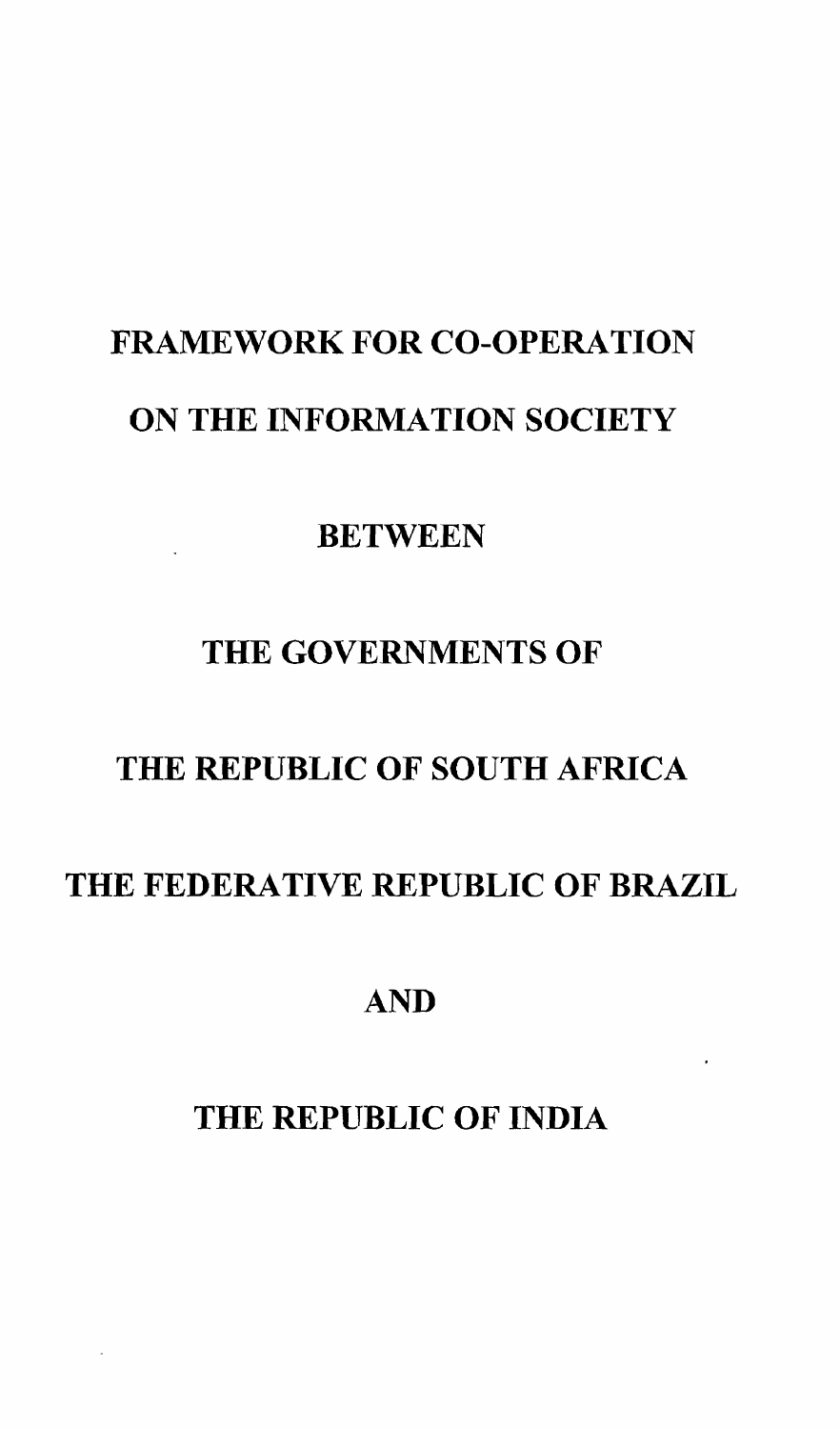# FRAMEWORK FOR CO-OPERATION

# ON THE INFORMATION SOCIETY

# BETWEEN

# THE GOVERNMENTS OF

# THE REPUBLIC OF SOUTH AFRICA

# THE FEDERATIVE REPUBLIC OF BRAZIL

# AND

# THE REPUBLIC OF INDIA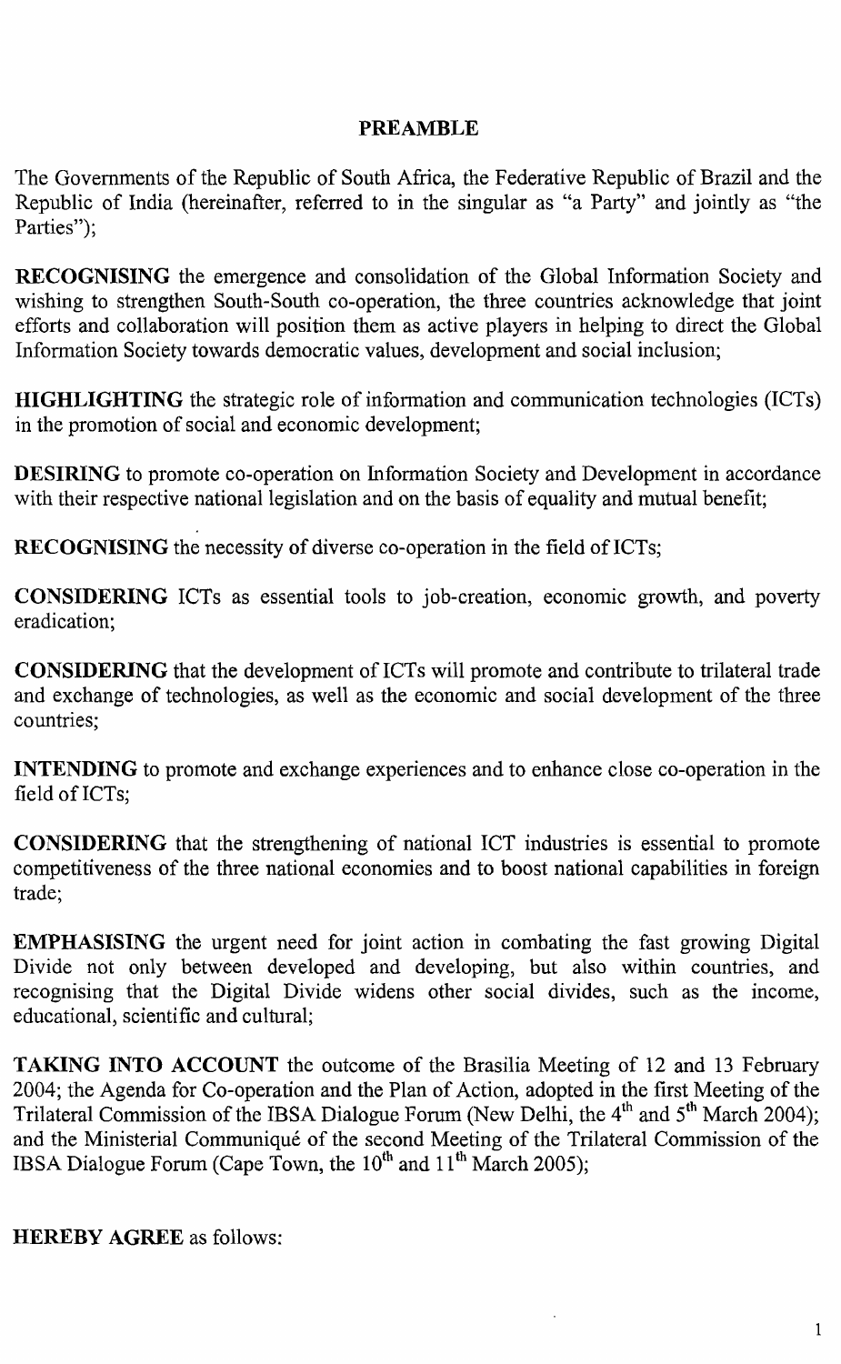## PREAMBLE

The Governments of the Republic of South Africa, the Federative Republic of Brazil and the Republic of India (hereinafter, referred to in the singular as "a Party" and jointly as "the Parties");

**RECOGNISING** the emergence and consolidation of the Global Information Society and wishing to strengthen South-South co-operation, the three countries acknowledge that joint efforts and collaboration will position them as active players in helping to direct the Global Information Society towards democratic values, development and social inclusion;

**HIGHLIGHTING** the strategic role of information and communication technologies (ICTs) in the promotion of social and economic development;

**DESIRING** to promote co-operation on Information Society and Development in accordance with their respective national legislation and on the basis of equality and mutual benefit;

**RECOGNISING** the necessity of diverse co-operation in the field of ICTs;

**CONSIDERING** ICTs as essential tools to job-creation, economic growth, and poverty eradication;

**CONSIDERING** that the development of ICTs will promote and contribute to trilateral trade and exchange of technologies, as well as the economic and social development of the three countries;

**INTENDING** to promote and exchange experiences and to enhance close co-operation in the field of ICTs;

**CONSIDERING** that the strengthening of national ICT industries is essential to promote competitiveness of the three national economies and to boost national capabilities in foreign trade;

**EMPHASISING** the urgent need for joint action in combating the fast growing Digital Divide not only between developed and developing, but also within countries, and recognising that the Digital Divide widens other social divides, such as the income, educational, scientific and cultural;

**TAKING INTO ACCOUNT** the outcome of the Brasilia Meeting of 12 and 13 February 2004; the Agenda for Co-operation and the Plan of Action, adopted in the first Meeting of the Trilateral Commission of the IBSA Dialogue Forum (New Delhi, the 4th and 5th March 2004); and the Ministerial Communiqué of the second Meeting of the Trilateral Commission of the IBSA Dialogue Forum (Cape Town, the 10th and 11th March 2005);

**HEREBY AGREE** as follows: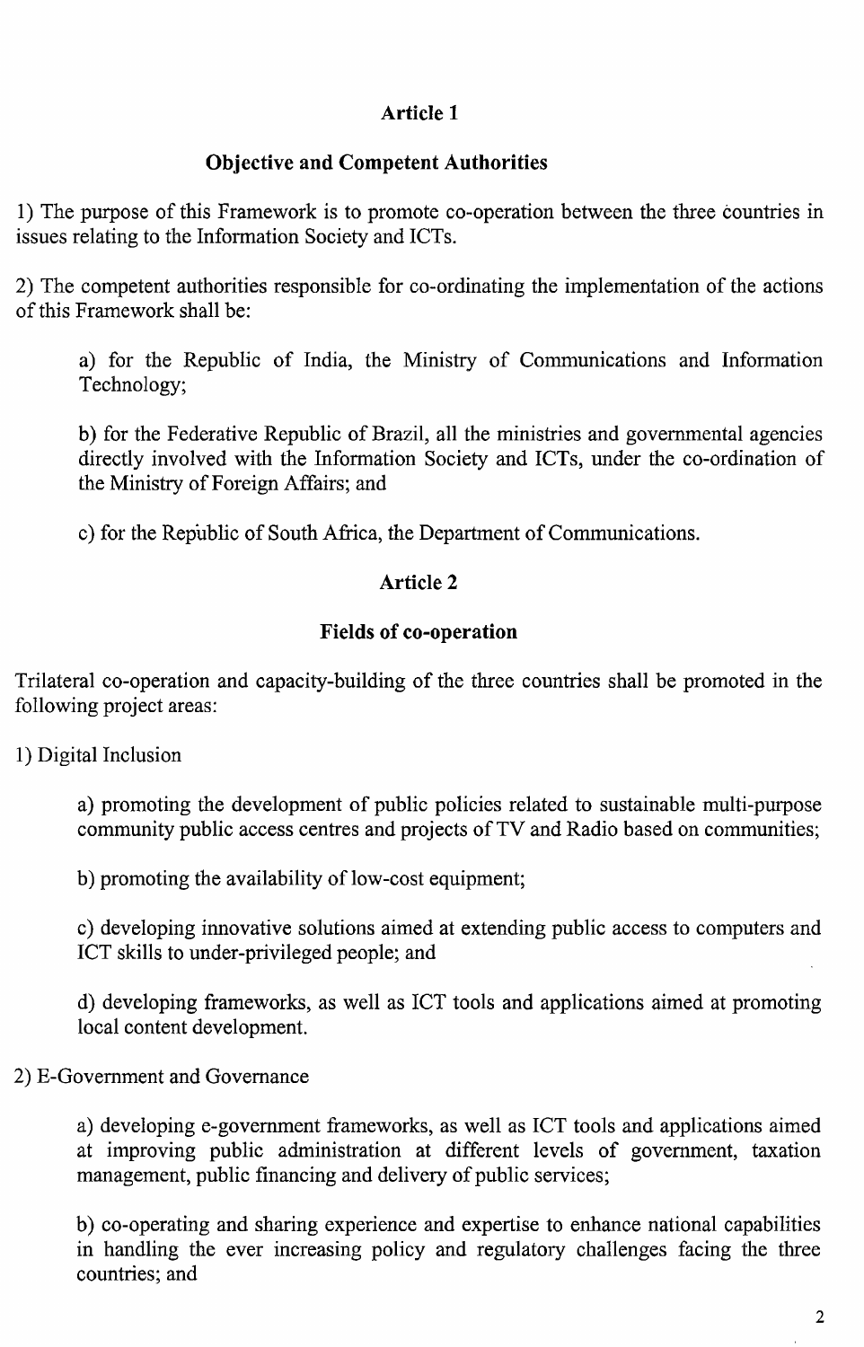## Article 1

### Objective and Competent Authorities

1) The purpose of this Framework is to promote co-operation between the three countries in issues relating to the Information Society and ICTs.

2) The competent authorities responsible for co-ordinating the implementation of the actions of this Framework shall be:

a) for the Republic of India, the Ministry of Communications and Information Technology;

b) for the Federative Republic of Brazil, all the ministries and governmental agencies directly involved with the Information Society and ICTs, under the co-ordination of the Ministry of Foreign Affairs; and

c) for the Republic of South Africa, the Department of Communications.

## Article 2

### Fields of co-operation

Trilateral co-operation and capacity-building of the three countries shall be promoted in the following project areas:

1) Digital Inclusion

a) promoting the development of public policies related to sustainable multi-purpose community public access centres and projects of TV and Radio based on communities;

b) promoting the availability of low-cost equipment;

c) developing innovative solutions aimed at extending public access to computers and ICT skills to under-privileged people; and

d) developing frameworks, as well as ICT tools and applications aimed at promoting local content development.

2) E-Government and Governance

a) developing e-government frameworks, as well as ICT tools and applications aimed at improving public administration at different levels of government, taxation management, public financing and delivery of public services;

b) co-operating and sharing experience and expertise to enhance national capabilities in handling the ever increasing policy and regulatory challenges facing the three countries; and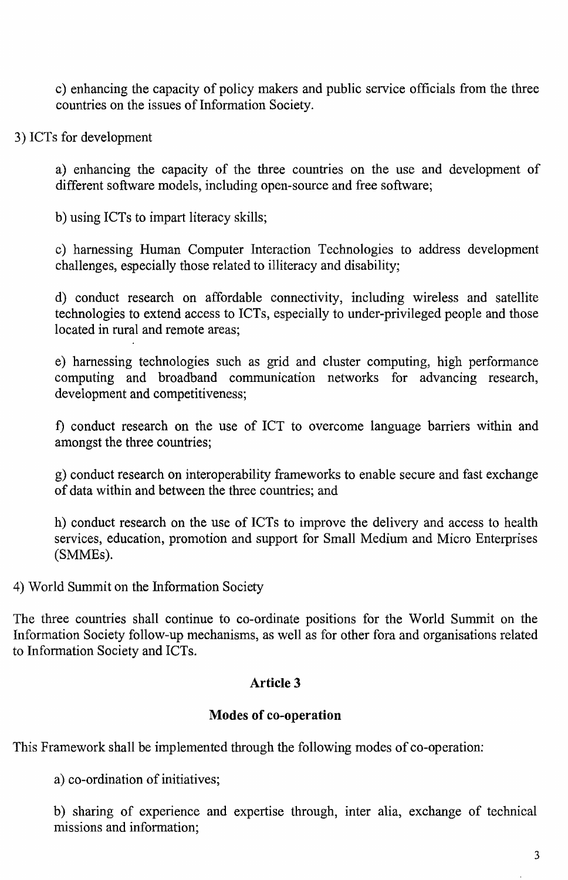c) enhancing the capacity of policy makers and public service officials from the three countries on the issues of Information Society.

3) ICTs for development

a) enhancing the capacity of the three countries on the use and development of different software models, including open-source and free software;

b) using ICTs to impart literacy skills;

c) harnessing Human Computer Interaction Technologies to address development challenges, especially those related to illiteracy and disability;

d) conduct research on affordable connectivity, including wireless and satellite technologies to extend access to ICTs, especially to under-privileged people and those located in rural and remote areas;

e) harnessing technologies such as grid and cluster computing, high performance computing and broadband communication networks for advancing research, development and competitiveness;

f) conduct research on the use of ICT to overcome language barriers within and amongst the three countries;

g) conduct research on interoperability frameworks to enable secure and fast exchange of data within and between the three countries; and

h) conduct research on the use of ICTs to improve the delivery and access to health services, education, promotion and support for Small Medium and Micro Enterprises (SMMEs).

4) World Summit on the Information Society

The three countries shall continue to co-ordinate positions for the World Summit on the Information Society follow-up mechanisms, as well as for other fora and organisations related to Information Society and ICTs.

## Article 3

## Modes of co-operation

This Framework shall be implemented through the following modes of co-operation:

a) co-ordination of initiatives;

b) sharing of experience and expertise through, inter alia, exchange of technical missions and information;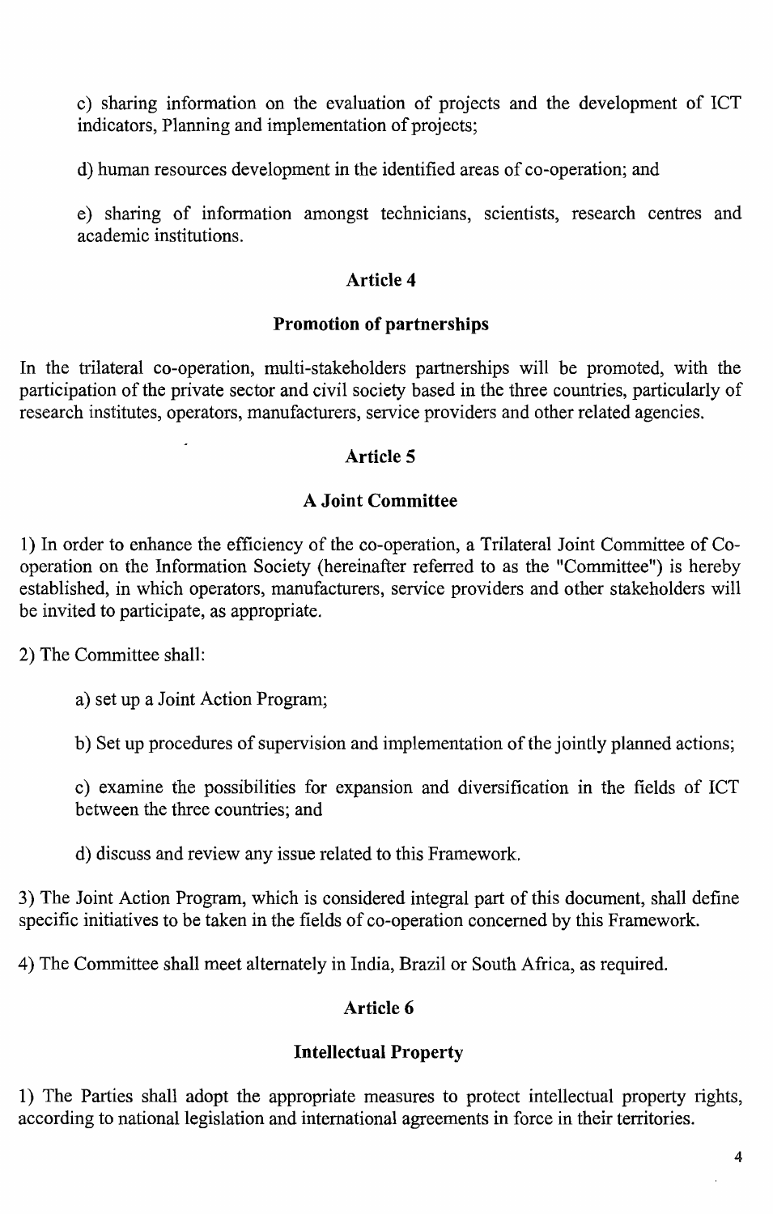c) sharing information on the evaluation of projects and the development of ICT indicators, Planning and implementation of projects;

d) human resources development in the identified areas of co-operation; and

e) sharing of information amongst technicians, scientists, research centres and academic institutions.

## Article 4

### Promotion of partnerships

In the trilateral co-operation, multi-stakeholders partnerships will be promoted, with the participation of the private sector and civil society based in the three countries, particularly of research institutes, operators, manufacturers, service providers and other related agencies.

## Article 5

### A Joint Committee

1) In order to enhance the efficiency of the co-operation, a Trilateral Joint Committee of Co-operation on the Information Society (hereinafter referred to as the "Committee") is hereby established, in which operators, manufacturers, service providers and other stakeholders will be invited to participate, as appropriate.

2) The Committee shall:

a) set up a Joint Action Program;

b) Set up procedures of supervision and implementation of the jointly planned actions;

c) examine the possibilities for expansion and diversification in the fields of ICT between the three countries; and

d) discuss and review any issue related to this Framework.

3) The Joint Action Program, which is considered integral part of this document, shall define specific initiatives to be taken in the fields of co-operation concerned by this Framework.

4) The Committee shall meet alternately in India, Brazil or South Africa, as required.

## Article 6

### Intellectual Property

1) The Parties shall adopt the appropriate measures to protect intellectual property rights, according to national legislation and international agreements in force in their territories.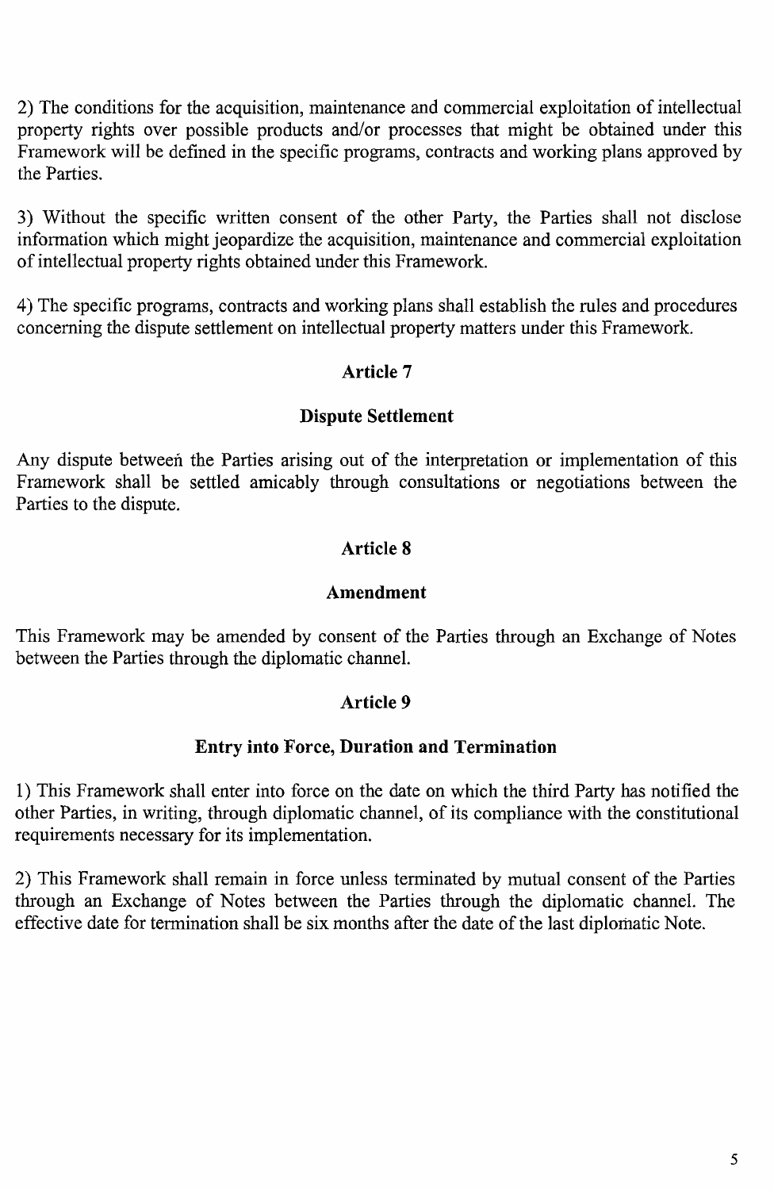2) The conditions for the acquisition, maintenance and commercial exploitation of intellectual property rights over possible products and/or processes that might be obtained under this Framework will be defined in the specific programs, contracts and working plans approved by the Parties.

3) Without the specific written consent of the other Party, the Parties shall not disclose information which might jeopardize the acquisition, maintenance and commercial exploitation of intellectual property rights obtained under this Framework.

4) The specific programs, contracts and working plans shall establish the rules and procedures concerning the dispute settlement on intellectual property matters under this Framework.

## Article 7

## Dispute Settlement

Any dispute between the Parties arising out of the interpretation or implementation of this Framework shall be settled amicably through consultations or negotiations between the Parties to the dispute.

## Article 8

## Amendment

This Framework may be amended by consent of the Parties through an Exchange of Notes between the Parties through the diplomatic channel.

## Article 9

## Entry into Force, Duration and Termination

1) This Framework shall enter into force on the date on which the third Party has notified the other Parties, in writing, through diplomatic channel, of its compliance with the constitutional requirements necessary for its implementation.

2) This Framework shall remain in force unless terminated by mutual consent of the Parties through an Exchange of Notes between the Parties through the diplomatic channel. The effective date for termination shall be six months after the date of the last diplomatic Note.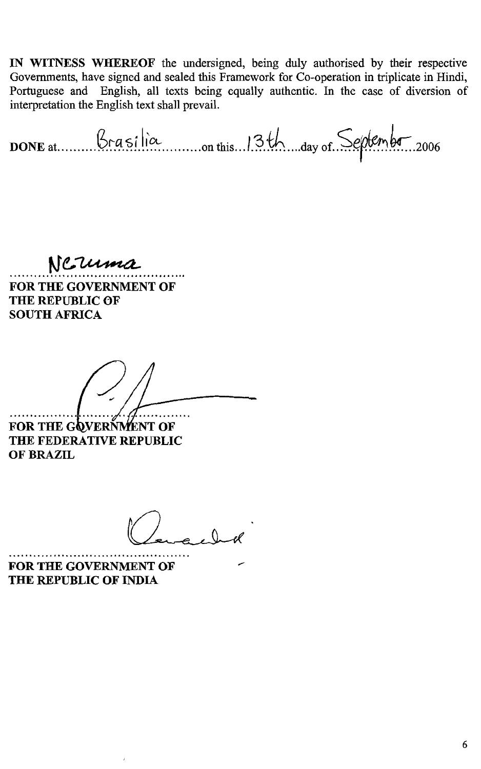**IN WITNESS WHEREOF** the undersigned, being duly authorised by their respective Governments, have signed and sealed this Framework for Co-operation in triplicate in Hindi, Portuguese and English, all texts being equally authentic. In the case of diversion of interpretation the English text shall prevail.

**DONE** at..........Brasilia..........on this...13th....day of...September....2006

Nczuma

............................................

**FOR THE GOVERNMENT OF THE REPUBLIC OF SOUTH AFRICA**

............................................

**FOR THE GOVERNMENT OF THE FEDERATIVE REPUBLIC OF BRAZIL**

............................................

**FOR THE GOVERNMENT OF THE REPUBLIC OF INDIA**